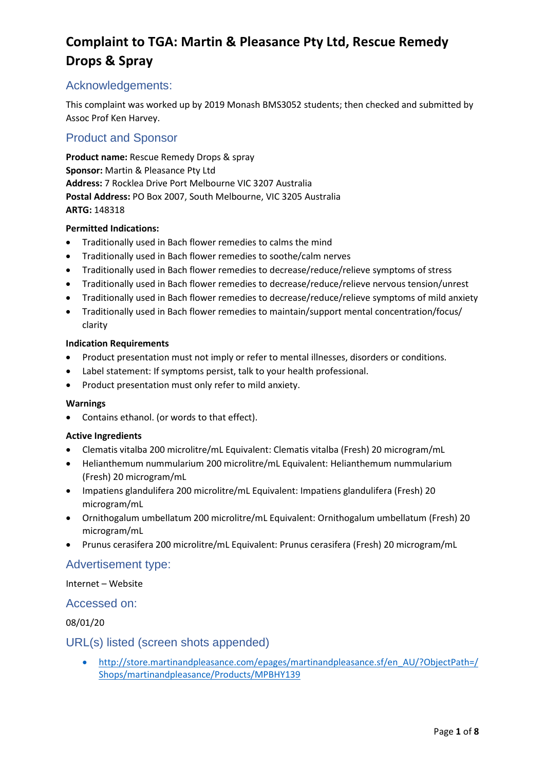# Complaint to TGA: Martin & Pleasance Pty Ltd, Rescue Remedy Drops & Spray

## Acknowledgements:

This complaint was worked up by 2019 Monash BMS3052 students; then checked and submitted by Assoc Prof Ken Harvey.

## Product and Sponsor

**Product name:** Rescue Remedy Drops & spray
**Sponsor:** Martin & Pleasance Pty Ltd
**Address:** 7 Rocklea Drive Port Melbourne VIC 3207 Australia
**Postal Address:** PO Box 2007, South Melbourne, VIC 3205 Australia
**ARTG:** 148318

**Permitted Indications:**

- Traditionally used in Bach flower remedies to calms the mind
- Traditionally used in Bach flower remedies to soothe/calm nerves
- Traditionally used in Bach flower remedies to decrease/reduce/relieve symptoms of stress
- Traditionally used in Bach flower remedies to decrease/reduce/relieve nervous tension/unrest
- Traditionally used in Bach flower remedies to decrease/reduce/relieve symptoms of mild anxiety
- Traditionally used in Bach flower remedies to maintain/support mental concentration/focus/ clarity

**Indication Requirements**

- Product presentation must not imply or refer to mental illnesses, disorders or conditions.
- Label statement: If symptoms persist, talk to your health professional.
- Product presentation must only refer to mild anxiety.

**Warnings**

- Contains ethanol. (or words to that effect).

**Active Ingredients**

- Clematis vitalba 200 microlitre/mL Equivalent: Clematis vitalba (Fresh) 20 microgram/mL
- Helianthemum nummularium 200 microlitre/mL Equivalent: Helianthemum nummularium (Fresh) 20 microgram/mL
- Impatiens glandulifera 200 microlitre/mL Equivalent: Impatiens glandulifera (Fresh) 20 microgram/mL
- Ornithogalum umbellatum 200 microlitre/mL Equivalent: Ornithogalum umbellatum (Fresh) 20 microgram/mL
- Prunus cerasifera 200 microlitre/mL Equivalent: Prunus cerasifera (Fresh) 20 microgram/mL

## Advertisement type:

Internet – Website

## Accessed on:

08/01/20

## URL(s) listed (screen shots appended)

- http://store.martinandpleasance.com/epages/martinandpleasance.sf/en_AU/?ObjectPath=/Shops/martinandpleasance/Products/MPBHY139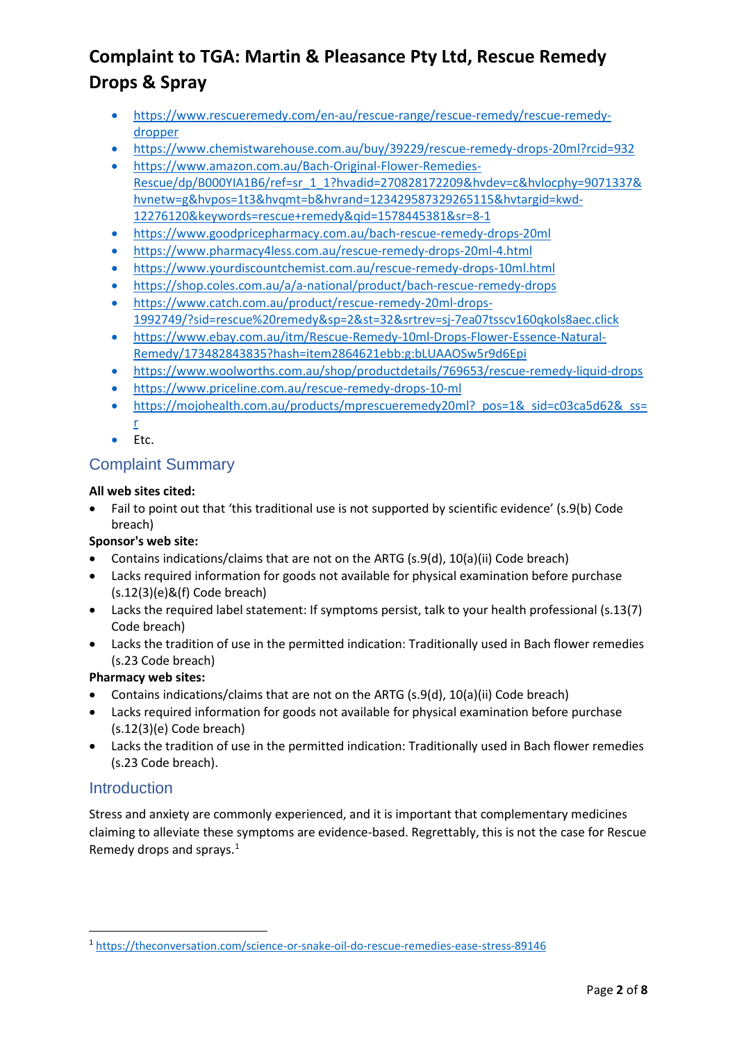# Complaint to TGA: Martin & Pleasance Pty Ltd, Rescue Remedy Drops & Spray

- https://www.rescueremedy.com/en-au/rescue-range/rescue-remedy/rescue-remedy-dropper
- https://www.chemistwarehouse.com.au/buy/39229/rescue-remedy-drops-20ml?rcid=932
- https://www.amazon.com.au/Bach-Original-Flower-Remedies-Rescue/dp/B000YIA1B6/ref=sr_1_1?hvadid=270828172209&hvdev=c&hvlocphy=9071337&hvnetw=g&hvpos=1t3&hvqmt=b&hvrand=123429587329265115&hvtargid=kwd-12276120&keywords=rescue+remedy&qid=1578445381&sr=8-1
- https://www.goodpricepharmacy.com.au/bach-rescue-remedy-drops-20ml
- https://www.pharmacy4less.com.au/rescue-remedy-drops-20ml-4.html
- https://www.yourdiscountchemist.com.au/rescue-remedy-drops-10ml.html
- https://shop.coles.com.au/a/a-national/product/bach-rescue-remedy-drops
- https://www.catch.com.au/product/rescue-remedy-20ml-drops-1992749/?sid=rescue%20remedy&sp=2&st=32&srtrev=sj-7ea07tsscv160qkols8aec.click
- https://www.ebay.com.au/itm/Rescue-Remedy-10ml-Drops-Flower-Essence-Natural-Remedy/173482843835?hash=item2864621ebb:g:bLUAAOSw5r9d6Epi
- https://www.woolworths.com.au/shop/productdetails/769653/rescue-remedy-liquid-drops
- https://www.priceline.com.au/rescue-remedy-drops-10-ml
- https://mojohealth.com.au/products/mprescueremedy20ml?_pos=1&_sid=c03ca5d62&_ss=r
- Etc.

## Complaint Summary

**All web sites cited:**

- Fail to point out that 'this traditional use is not supported by scientific evidence' (s.9(b) Code breach)

**Sponsor's web site:**

- Contains indications/claims that are not on the ARTG (s.9(d), 10(a)(ii) Code breach)
- Lacks required information for goods not available for physical examination before purchase (s.12(3)(e)&(f) Code breach)
- Lacks the required label statement: If symptoms persist, talk to your health professional (s.13(7) Code breach)
- Lacks the tradition of use in the permitted indication: Traditionally used in Bach flower remedies (s.23 Code breach)

**Pharmacy web sites:**

- Contains indications/claims that are not on the ARTG (s.9(d), 10(a)(ii) Code breach)
- Lacks required information for goods not available for physical examination before purchase (s.12(3)(e) Code breach)
- Lacks the tradition of use in the permitted indication: Traditionally used in Bach flower remedies (s.23 Code breach).

## Introduction

Stress and anxiety are commonly experienced, and it is important that complementary medicines claiming to alleviate these symptoms are evidence-based. Regrettably, this is not the case for Rescue Remedy drops and sprays.[1]

[1] https://theconversation.com/science-or-snake-oil-do-rescue-remedies-ease-stress-89146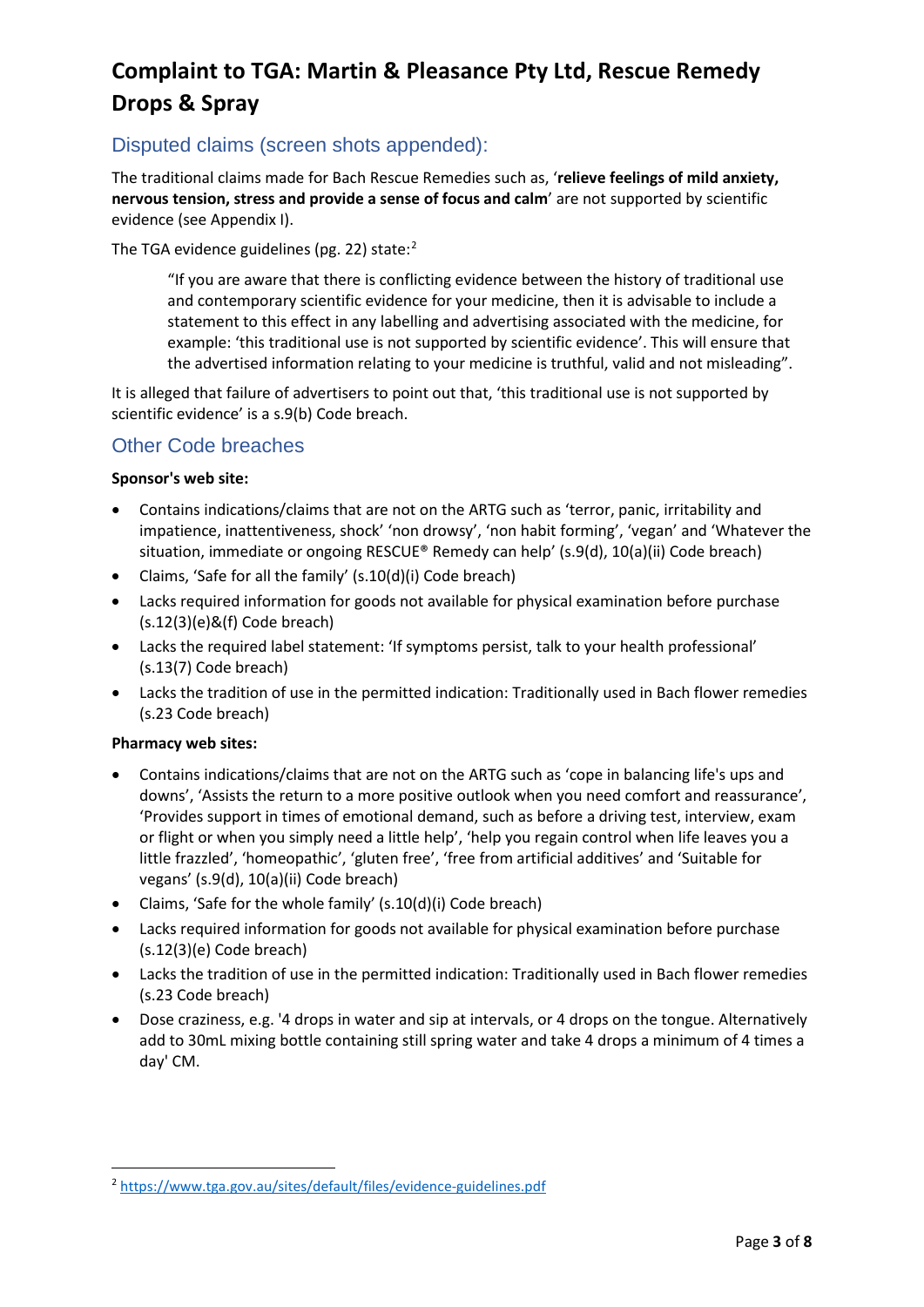# Complaint to TGA: Martin & Pleasance Pty Ltd, Rescue Remedy Drops & Spray

## Disputed claims (screen shots appended):

The traditional claims made for Bach Rescue Remedies such as, '**relieve feelings of mild anxiety, nervous tension, stress and provide a sense of focus and calm**' are not supported by scientific evidence (see Appendix I).

The TGA evidence guidelines (pg. 22) state:[2]

> "If you are aware that there is conflicting evidence between the history of traditional use and contemporary scientific evidence for your medicine, then it is advisable to include a statement to this effect in any labelling and advertising associated with the medicine, for example: 'this traditional use is not supported by scientific evidence'. This will ensure that the advertised information relating to your medicine is truthful, valid and not misleading".

It is alleged that failure of advertisers to point out that, 'this traditional use is not supported by scientific evidence' is a s.9(b) Code breach.

## Other Code breaches

**Sponsor's web site:**

- Contains indications/claims that are not on the ARTG such as 'terror, panic, irritability and impatience, inattentiveness, shock' 'non drowsy', 'non habit forming', 'vegan' and 'Whatever the situation, immediate or ongoing RESCUE® Remedy can help' (s.9(d), 10(a)(ii) Code breach)
- Claims, 'Safe for all the family' (s.10(d)(i) Code breach)
- Lacks required information for goods not available for physical examination before purchase (s.12(3)(e)&(f) Code breach)
- Lacks the required label statement: 'If symptoms persist, talk to your health professional' (s.13(7) Code breach)
- Lacks the tradition of use in the permitted indication: Traditionally used in Bach flower remedies (s.23 Code breach)

**Pharmacy web sites:**

- Contains indications/claims that are not on the ARTG such as 'cope in balancing life's ups and downs', 'Assists the return to a more positive outlook when you need comfort and reassurance', 'Provides support in times of emotional demand, such as before a driving test, interview, exam or flight or when you simply need a little help', 'help you regain control when life leaves you a little frazzled', 'homeopathic', 'gluten free', 'free from artificial additives' and 'Suitable for vegans' (s.9(d), 10(a)(ii) Code breach)
- Claims, 'Safe for the whole family' (s.10(d)(i) Code breach)
- Lacks required information for goods not available for physical examination before purchase (s.12(3)(e) Code breach)
- Lacks the tradition of use in the permitted indication: Traditionally used in Bach flower remedies (s.23 Code breach)
- Dose craziness, e.g. '4 drops in water and sip at intervals, or 4 drops on the tongue. Alternatively add to 30mL mixing bottle containing still spring water and take 4 drops a minimum of 4 times a day' CM.

[2] https://www.tga.gov.au/sites/default/files/evidence-guidelines.pdf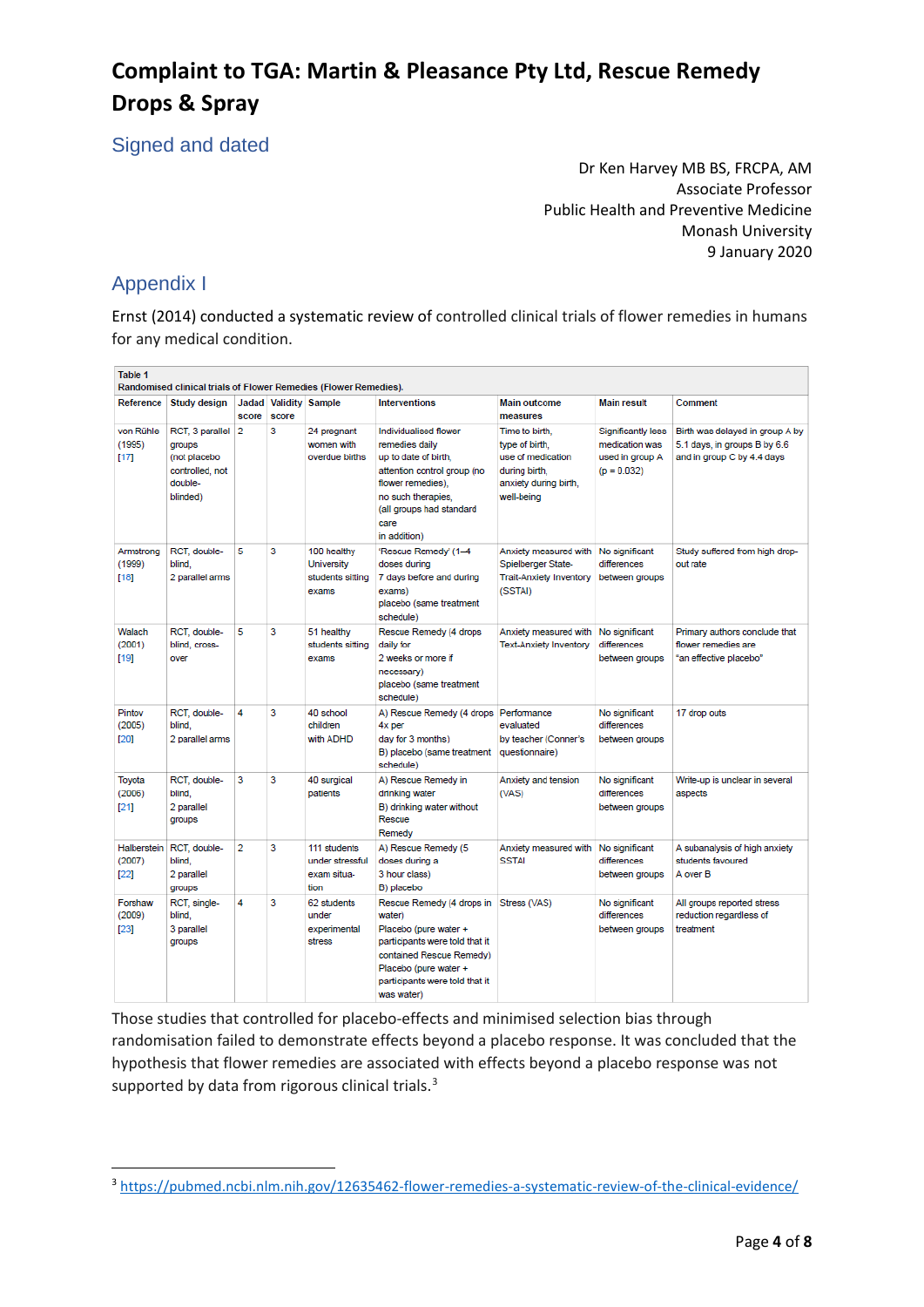# Complaint to TGA: Martin & Pleasance Pty Ltd, Rescue Remedy Drops & Spray

## Signed and dated

Dr Ken Harvey MB BS, FRCPA, AM
Associate Professor
Public Health and Preventive Medicine
Monash University
9 January 2020

## Appendix I

Ernst (2014) conducted a systematic review of controlled clinical trials of flower remedies in humans for any medical condition.

**Table 1**
**Randomised clinical trials of Flower Remedies (Flower Remedies).**

| Reference | Study design | Jadad score | Validity score | Sample | Interventions | Main outcome measures | Main result | Comment |
|---|---|---|---|---|---|---|---|---|
| von Rühle (1995) [17] | RCT, 3 parallel groups (not placebo controlled, not double-blinded) | 2 | 3 | 24 pregnant women with overdue births | Individualised flower remedies daily up to date of birth, attention control group (no flower remedies), no such therapies, (all groups had standard care in addition) | Time to birth, type of birth, use of medication during birth, anxiety during birth, well-being | Significantly less medication was used in group A (p = 0.032) | Birth was delayed in group A by 5.1 days, in groups B by 6.6 and in group C by 4.4 days |
| Armstrong (1999) [18] | RCT, double-blind, 2 parallel arms | 5 | 3 | 100 healthy University students sitting exams | 'Rescue Remedy' (1–4 doses during 7 days before and during exams) placebo (same treatment schedule) | Anxiety measured with Spielberger State-Trait-Anxiety Inventory (SSTAI) | No significant differences between groups | Study suffered from high drop-out rate |
| Walach (2001) [19] | RCT, double-blind, cross-over | 5 | 3 | 51 healthy students sitting exams | Rescue Remedy (4 drops daily for 2 weeks or more if necessary) placebo (same treatment schedule) | Anxiety measured with Text-Anxiety Inventory | No significant differences between groups | Primary authors conclude that flower remedies are "an effective placebo" |
| Pintov (2005) [20] | RCT, double-blind, 2 parallel arms | 4 | 3 | 40 school children with ADHD | A) Rescue Remedy (4 drops 4x per day for 3 months) B) placebo (same treatment schedule) | Performance evaluated by teacher (Conner's questionnaire) | No significant differences between groups | 17 drop outs |
| Toyota (2006) [21] | RCT, double-blind, 2 parallel groups | 3 | 3 | 40 surgical patients | A) Rescue Remedy in drinking water B) drinking water without Rescue Remedy | Anxiety and tension (VAS) | No significant differences between groups | Write-up is unclear in several aspects |
| Halberstein (2007) [22] | RCT, double-blind, 2 parallel groups | 2 | 3 | 111 students under stressful exam situation | A) Rescue Remedy (5 doses during a 3 hour class) B) placebo | Anxiety measured with SSTAI | No significant differences between groups | A subanalysis of high anxiety students favoured A over B |
| Forshaw (2009) [23] | RCT, single-blind, 3 parallel groups | 4 | 3 | 62 students under experimental stress | Rescue Remedy (4 drops in water) Placebo (pure water + participants were told that it contained Rescue Remedy) Placebo (pure water + participants were told that it was water) | Stress (VAS) | No significant differences between groups | All groups reported stress reduction regardless of treatment |

Those studies that controlled for placebo-effects and minimised selection bias through randomisation failed to demonstrate effects beyond a placebo response. It was concluded that the hypothesis that flower remedies are associated with effects beyond a placebo response was not supported by data from rigorous clinical trials.[3]

---

[3] https://pubmed.ncbi.nlm.nih.gov/12635462-flower-remedies-a-systematic-review-of-the-clinical-evidence/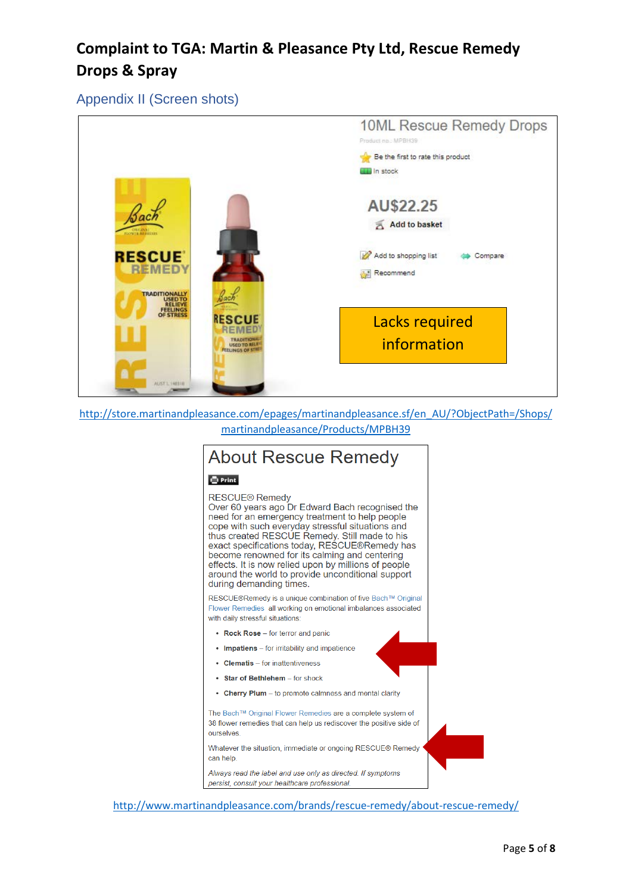# Complaint to TGA: Martin & Pleasance Pty Ltd, Rescue Remedy Drops & Spray

## Appendix II (Screen shots)

10ML Rescue Remedy Drops

Product no.: MPBH39

Be the first to rate this product

In stock

AU$22.25

Add to basket

Add to shopping list

Compare

Recommend

Lacks required information

http://store.martinandpleasance.com/epages/martinandpleasance.sf/en_AU/?ObjectPath=/Shops/martinandpleasance/Products/MPBH39

### About Rescue Remedy

Print

RESCUE® Remedy
Over 60 years ago Dr Edward Bach recognised the need for an emergency treatment to help people cope with such everyday stressful situations and thus created RESCUE Remedy. Still made to his exact specifications today, RESCUE®Remedy has become renowned for its calming and centering effects. It is now relied upon by millions of people around the world to provide unconditional support during demanding times.

RESCUE®Remedy is a unique combination of five Bach™ Original Flower Remedies all working on emotional imbalances associated with daily stressful situations:

- **Rock Rose** – for terror and panic
- **Impatiens** – for irritability and impatience
- **Clematis** – for inattentiveness
- **Star of Bethlehem** – for shock
- **Cherry Plum** – to promote calmness and mental clarity

The Bach™ Original Flower Remedies are a complete system of 38 flower remedies that can help us rediscover the positive side of ourselves.

Whatever the situation, immediate or ongoing RESCUE® Remedy can help.

*Always read the label and use only as directed. If symptoms persist, consult your healthcare professional.*

http://www.martinandpleasance.com/brands/rescue-remedy/about-rescue-remedy/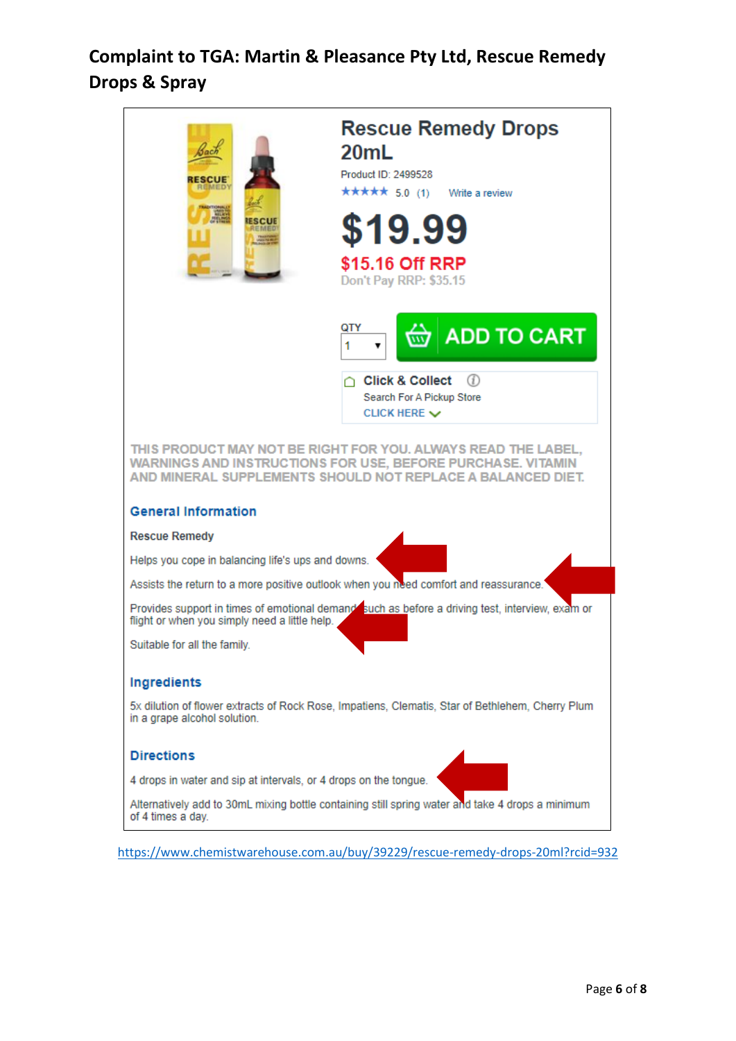# Complaint to TGA: Martin & Pleasance Pty Ltd, Rescue Remedy Drops & Spray

## Rescue Remedy Drops 20mL

Product ID: 2499528

★★★★★ 5.0 (1) Write a review

**$19.99**

$15.16 Off RRP

Don't Pay RRP: $35.15

QTY 1

ADD TO CART

Click & Collect

Search For A Pickup Store

CLICK HERE

THIS PRODUCT MAY NOT BE RIGHT FOR YOU. ALWAYS READ THE LABEL, WARNINGS AND INSTRUCTIONS FOR USE, BEFORE PURCHASE. VITAMIN AND MINERAL SUPPLEMENTS SHOULD NOT REPLACE A BALANCED DIET.

### General Information

Rescue Remedy

Helps you cope in balancing life's ups and downs.

Assists the return to a more positive outlook when you need comfort and reassurance.

Provides support in times of emotional demand such as before a driving test, interview, exam or flight or when you simply need a little help.

Suitable for all the family.

### Ingredients

5x dilution of flower extracts of Rock Rose, Impatiens, Clematis, Star of Bethlehem, Cherry Plum in a grape alcohol solution.

### Directions

4 drops in water and sip at intervals, or 4 drops on the tongue.

Alternatively add to 30mL mixing bottle containing still spring water and take 4 drops a minimum of 4 times a day.

https://www.chemistwarehouse.com.au/buy/39229/rescue-remedy-drops-20ml?rcid=932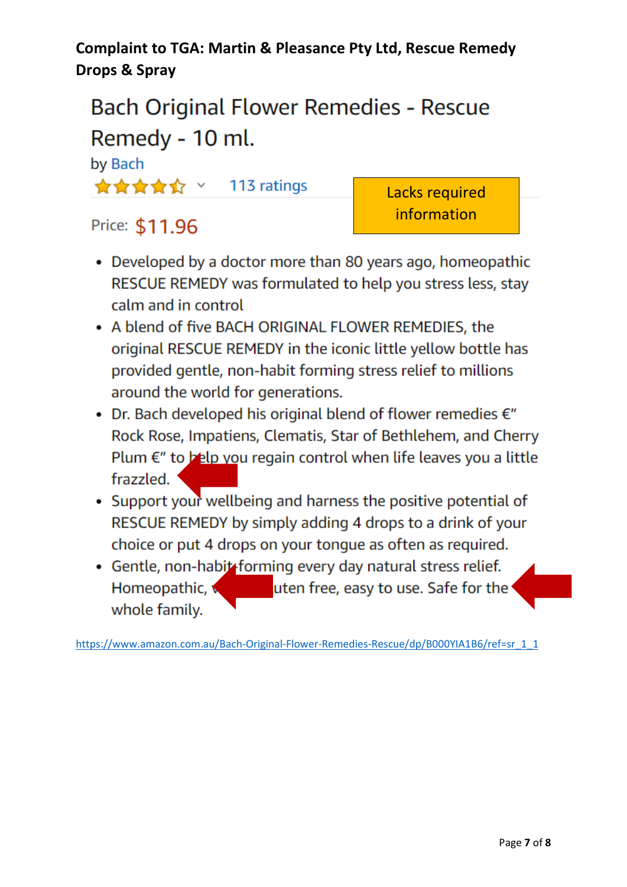**Complaint to TGA: Martin & Pleasance Pty Ltd, Rescue Remedy Drops & Spray**

Bach Original Flower Remedies - Rescue Remedy - 10 ml.

by Bach

113 ratings

Price: $11.96

Lacks required information

- Developed by a doctor more than 80 years ago, homeopathic RESCUE REMEDY was formulated to help you stress less, stay calm and in control
- A blend of five BACH ORIGINAL FLOWER REMEDIES, the original RESCUE REMEDY in the iconic little yellow bottle has provided gentle, non-habit forming stress relief to millions around the world for generations.
- Dr. Bach developed his original blend of flower remedies €" Rock Rose, Impatiens, Clematis, Star of Bethlehem, and Cherry Plum €" to help you regain control when life leaves you a little frazzled.
- Support your wellbeing and harness the positive potential of RESCUE REMEDY by simply adding 4 drops to a drink of your choice or put 4 drops on your tongue as often as required.
- Gentle, non-habit forming every day natural stress relief. Homeopathic, v uten free, easy to use. Safe for the whole family.

https://www.amazon.com.au/Bach-Original-Flower-Remedies-Rescue/dp/B000YIA1B6/ref=sr_1_1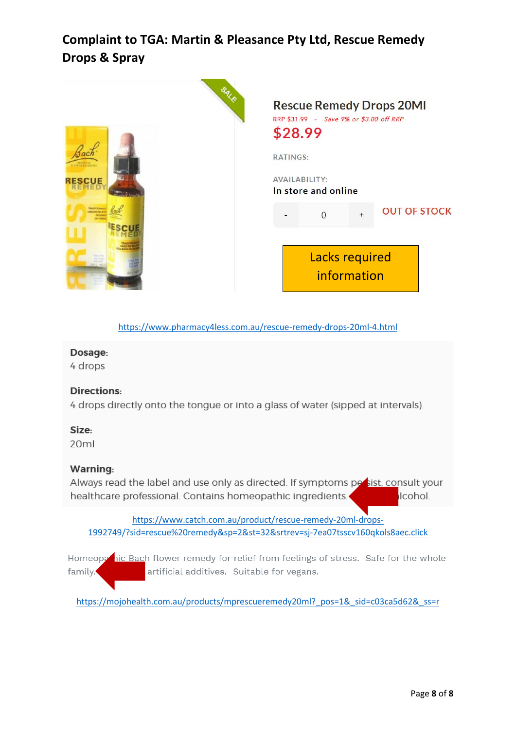# Complaint to TGA: Martin & Pleasance Pty Ltd, Rescue Remedy Drops & Spray

Rescue Remedy Drops 20Ml

RRP $31.99 - *Save 9% or $3.00 off RRP*

$28.99

RATINGS:

AVAILABILITY:

In store and online

- 0 +

OUT OF STOCK

Lacks required information

https://www.pharmacy4less.com.au/rescue-remedy-drops-20ml-4.html

**Dosage:**
4 drops

**Directions:**
4 drops directly onto the tongue or into a glass of water (sipped at intervals).

**Size:**
20ml

**Warning:**
Always read the label and use only as directed. If symptoms persist, consult your healthcare professional. Contains homeopathic ingredients. lcohol.

https://www.catch.com.au/product/rescue-remedy-20ml-drops-1992749/?sid=rescue%20remedy&sp=2&st=32&srtrev=sj-7ea07tsscv160qkols8aec.click

Homeopathic Bach flower remedy for relief from feelings of stress. Safe for the whole family. artificial additives. Suitable for vegans.

https://mojohealth.com.au/products/mprescueremedy20ml?_pos=1&_sid=c03ca5d62&_ss=r